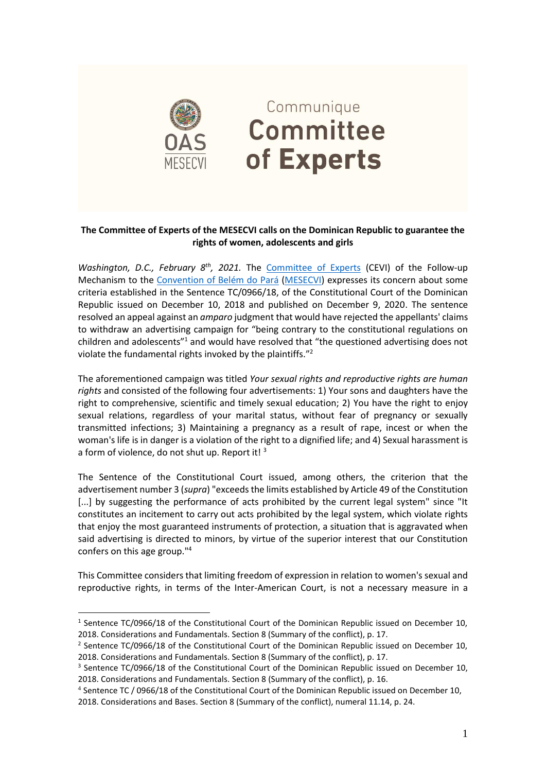Communique

# Committee of Experts

**The Committee of Experts of the MESECVI calls on the Dominican Republic to guarantee the rights of women, adolescents and girls**

*Washington, D.C., February 8th, 2021.* The Committee of Experts (CEVI) of the Follow-up Mechanism to the Convention of Belém do Pará (MESECVI) expresses its concern about some criteria established in the Sentence TC/0966/18, of the Constitutional Court of the Dominican Republic issued on December 10, 2018 and published on December 9, 2020. The sentence resolved an appeal against an *amparo* judgment that would have rejected the appellants' claims to withdraw an advertising campaign for "being contrary to the constitutional regulations on children and adolescents"[1] and would have resolved that "the questioned advertising does not violate the fundamental rights invoked by the plaintiffs."[2]

The aforementioned campaign was titled *Your sexual rights and reproductive rights are human rights* and consisted of the following four advertisements: 1) Your sons and daughters have the right to comprehensive, scientific and timely sexual education; 2) You have the right to enjoy sexual relations, regardless of your marital status, without fear of pregnancy or sexually transmitted infections; 3) Maintaining a pregnancy as a result of rape, incest or when the woman's life is in danger is a violation of the right to a dignified life; and 4) Sexual harassment is a form of violence, do not shut up. Report it! [3]

The Sentence of the Constitutional Court issued, among others, the criterion that the advertisement number 3 (*supra*) "exceeds the limits established by Article 49 of the Constitution [...] by suggesting the performance of acts prohibited by the current legal system" since "It constitutes an incitement to carry out acts prohibited by the legal system, which violate rights that enjoy the most guaranteed instruments of protection, a situation that is aggravated when said advertising is directed to minors, by virtue of the superior interest that our Constitution confers on this age group."[4]

This Committee considers that limiting freedom of expression in relation to women's sexual and reproductive rights, in terms of the Inter-American Court, is not a necessary measure in a

---

[1] Sentence TC/0966/18 of the Constitutional Court of the Dominican Republic issued on December 10, 2018. Considerations and Fundamentals. Section 8 (Summary of the conflict), p. 17.

[2] Sentence TC/0966/18 of the Constitutional Court of the Dominican Republic issued on December 10, 2018. Considerations and Fundamentals. Section 8 (Summary of the conflict), p. 17.

[3] Sentence TC/0966/18 of the Constitutional Court of the Dominican Republic issued on December 10, 2018. Considerations and Fundamentals. Section 8 (Summary of the conflict), p. 16.

[4] Sentence TC / 0966/18 of the Constitutional Court of the Dominican Republic issued on December 10, 2018. Considerations and Bases. Section 8 (Summary of the conflict), numeral 11.14, p. 24.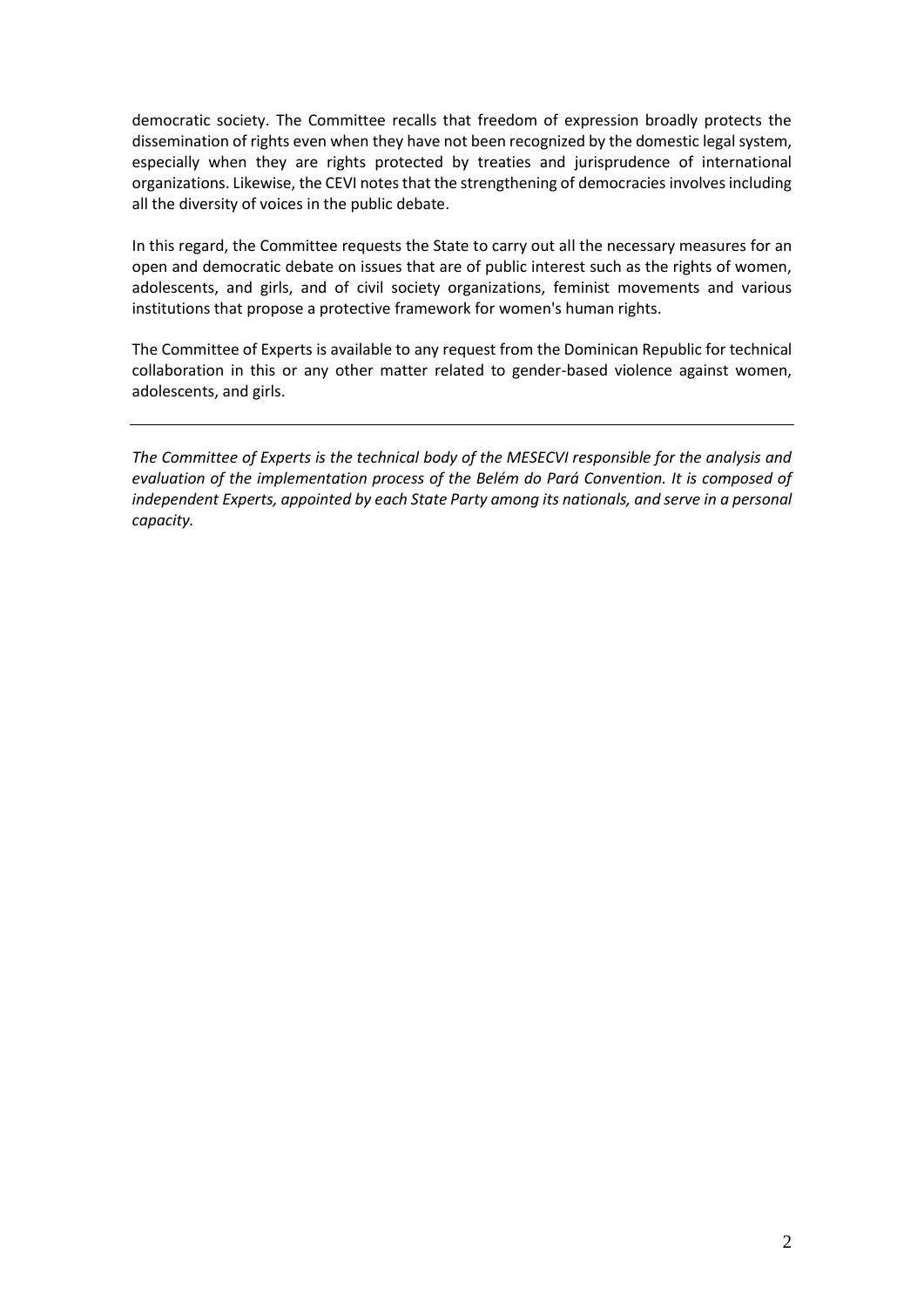democratic society. The Committee recalls that freedom of expression broadly protects the dissemination of rights even when they have not been recognized by the domestic legal system, especially when they are rights protected by treaties and jurisprudence of international organizations. Likewise, the CEVI notes that the strengthening of democracies involves including all the diversity of voices in the public debate.

In this regard, the Committee requests the State to carry out all the necessary measures for an open and democratic debate on issues that are of public interest such as the rights of women, adolescents, and girls, and of civil society organizations, feminist movements and various institutions that propose a protective framework for women's human rights.

The Committee of Experts is available to any request from the Dominican Republic for technical collaboration in this or any other matter related to gender-based violence against women, adolescents, and girls.

---

*The Committee of Experts is the technical body of the MESECVI responsible for the analysis and evaluation of the implementation process of the Belém do Pará Convention. It is composed of independent Experts, appointed by each State Party among its nationals, and serve in a personal capacity.*